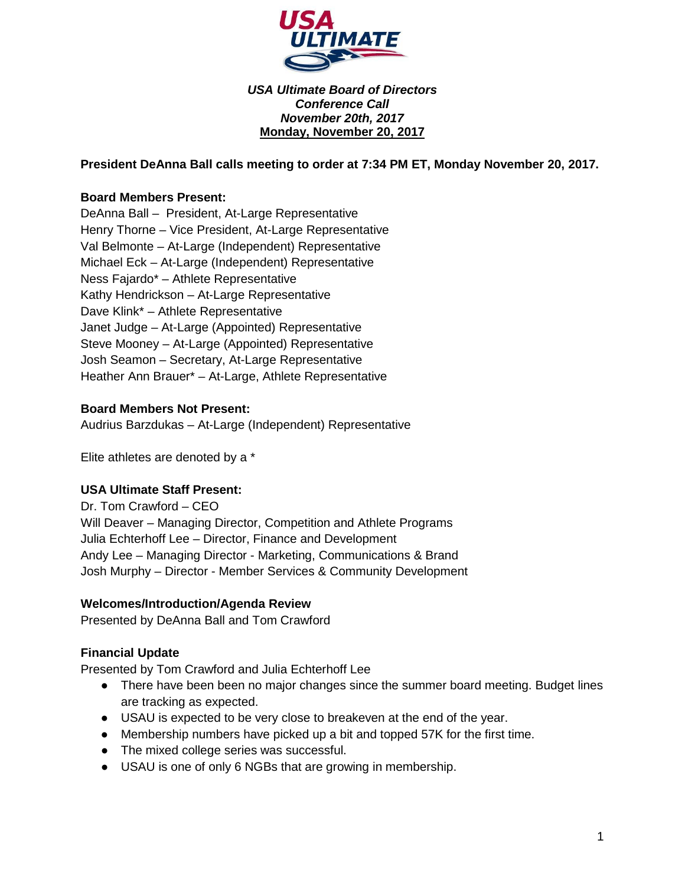***USA Ultimate Board of Directors***
***Conference Call***
***November 20th, 2017***
**Monday, November 20, 2017**

**President DeAnna Ball calls meeting to order at 7:34 PM ET, Monday November 20, 2017.**

**Board Members Present:**
DeAnna Ball – President, At-Large Representative
Henry Thorne – Vice President, At-Large Representative
Val Belmonte – At-Large (Independent) Representative
Michael Eck – At-Large (Independent) Representative
Ness Fajardo* – Athlete Representative
Kathy Hendrickson – At-Large Representative
Dave Klink* – Athlete Representative
Janet Judge – At-Large (Appointed) Representative
Steve Mooney – At-Large (Appointed) Representative
Josh Seamon – Secretary, At-Large Representative
Heather Ann Brauer* – At-Large, Athlete Representative

**Board Members Not Present:**
Audrius Barzdukas – At-Large (Independent) Representative

Elite athletes are denoted by a *

**USA Ultimate Staff Present:**
Dr. Tom Crawford – CEO
Will Deaver – Managing Director, Competition and Athlete Programs
Julia Echterhoff Lee – Director, Finance and Development
Andy Lee – Managing Director - Marketing, Communications & Brand
Josh Murphy – Director - Member Services & Community Development

**Welcomes/Introduction/Agenda Review**
Presented by DeAnna Ball and Tom Crawford

**Financial Update**
Presented by Tom Crawford and Julia Echterhoff Lee

- There have been been no major changes since the summer board meeting. Budget lines are tracking as expected.
- USAU is expected to be very close to breakeven at the end of the year.
- Membership numbers have picked up a bit and topped 57K for the first time.
- The mixed college series was successful.
- USAU is one of only 6 NGBs that are growing in membership.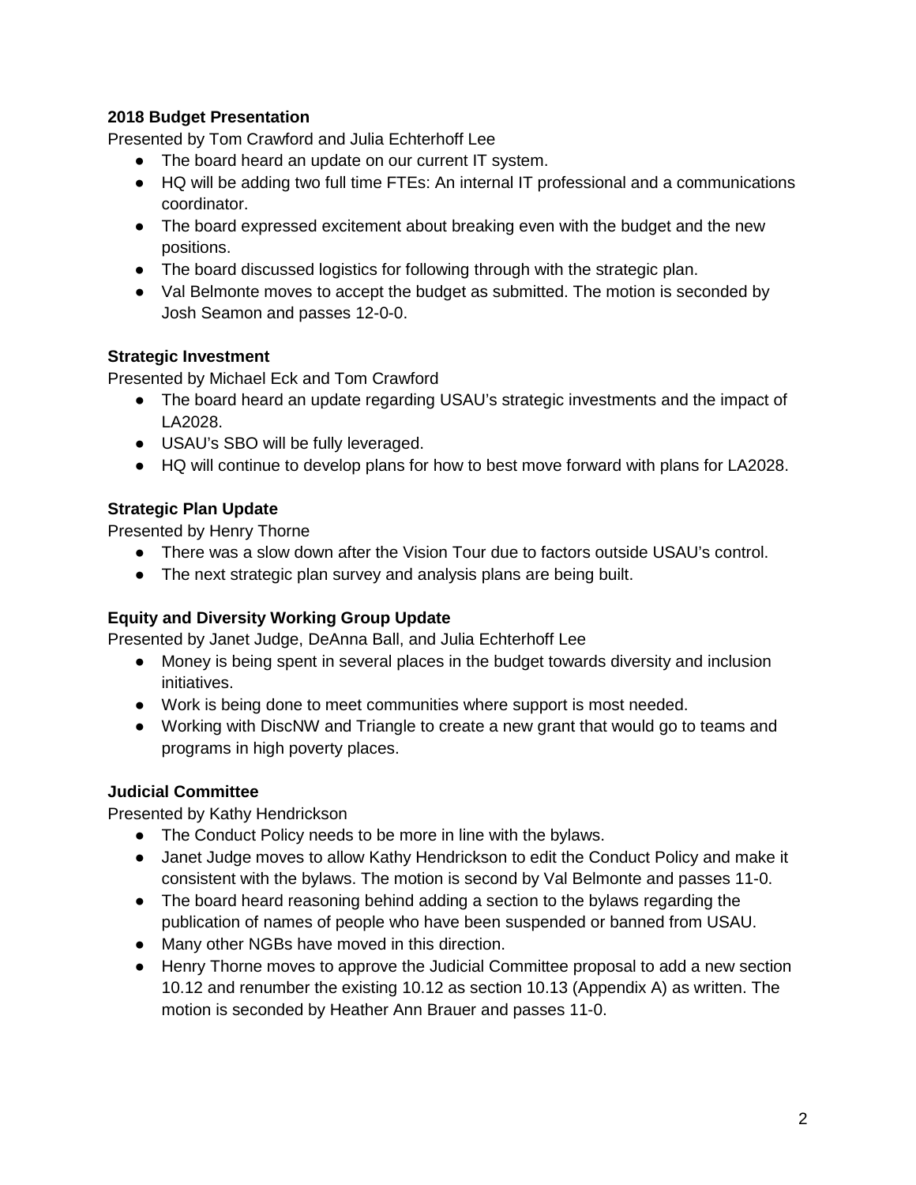**2018 Budget Presentation**

Presented by Tom Crawford and Julia Echterhoff Lee

- The board heard an update on our current IT system.
- HQ will be adding two full time FTEs: An internal IT professional and a communications coordinator.
- The board expressed excitement about breaking even with the budget and the new positions.
- The board discussed logistics for following through with the strategic plan.
- Val Belmonte moves to accept the budget as submitted. The motion is seconded by Josh Seamon and passes 12-0-0.

**Strategic Investment**

Presented by Michael Eck and Tom Crawford

- The board heard an update regarding USAU's strategic investments and the impact of LA2028.
- USAU's SBO will be fully leveraged.
- HQ will continue to develop plans for how to best move forward with plans for LA2028.

**Strategic Plan Update**

Presented by Henry Thorne

- There was a slow down after the Vision Tour due to factors outside USAU's control.
- The next strategic plan survey and analysis plans are being built.

**Equity and Diversity Working Group Update**

Presented by Janet Judge, DeAnna Ball, and Julia Echterhoff Lee

- Money is being spent in several places in the budget towards diversity and inclusion initiatives.
- Work is being done to meet communities where support is most needed.
- Working with DiscNW and Triangle to create a new grant that would go to teams and programs in high poverty places.

**Judicial Committee**

Presented by Kathy Hendrickson

- The Conduct Policy needs to be more in line with the bylaws.
- Janet Judge moves to allow Kathy Hendrickson to edit the Conduct Policy and make it consistent with the bylaws. The motion is second by Val Belmonte and passes 11-0.
- The board heard reasoning behind adding a section to the bylaws regarding the publication of names of people who have been suspended or banned from USAU.
- Many other NGBs have moved in this direction.
- Henry Thorne moves to approve the Judicial Committee proposal to add a new section 10.12 and renumber the existing 10.12 as section 10.13 (Appendix A) as written. The motion is seconded by Heather Ann Brauer and passes 11-0.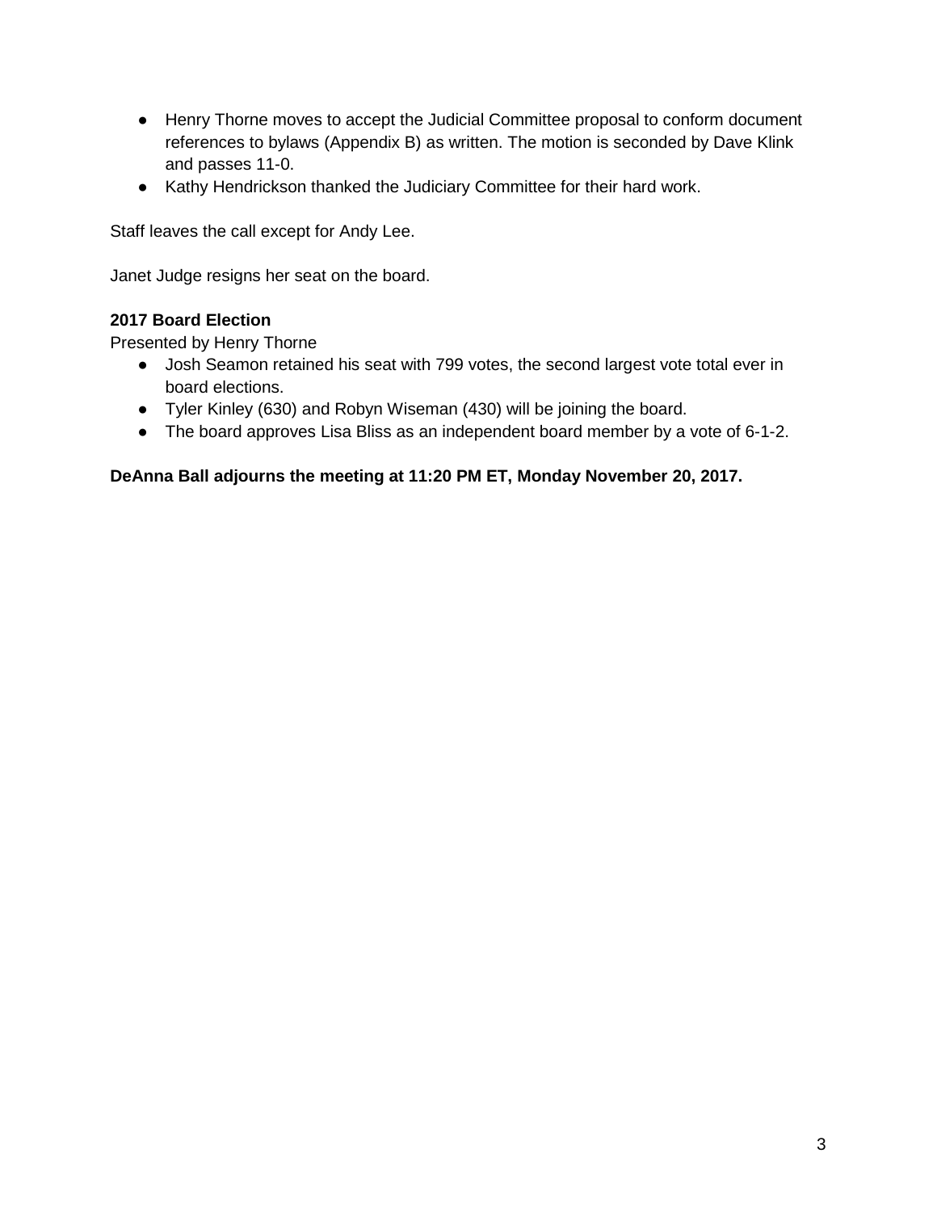- Henry Thorne moves to accept the Judicial Committee proposal to conform document references to bylaws (Appendix B) as written. The motion is seconded by Dave Klink and passes 11-0.
- Kathy Hendrickson thanked the Judiciary Committee for their hard work.

Staff leaves the call except for Andy Lee.

Janet Judge resigns her seat on the board.

**2017 Board Election**
Presented by Henry Thorne

- Josh Seamon retained his seat with 799 votes, the second largest vote total ever in board elections.
- Tyler Kinley (630) and Robyn Wiseman (430) will be joining the board.
- The board approves Lisa Bliss as an independent board member by a vote of 6-1-2.

**DeAnna Ball adjourns the meeting at 11:20 PM ET, Monday November 20, 2017.**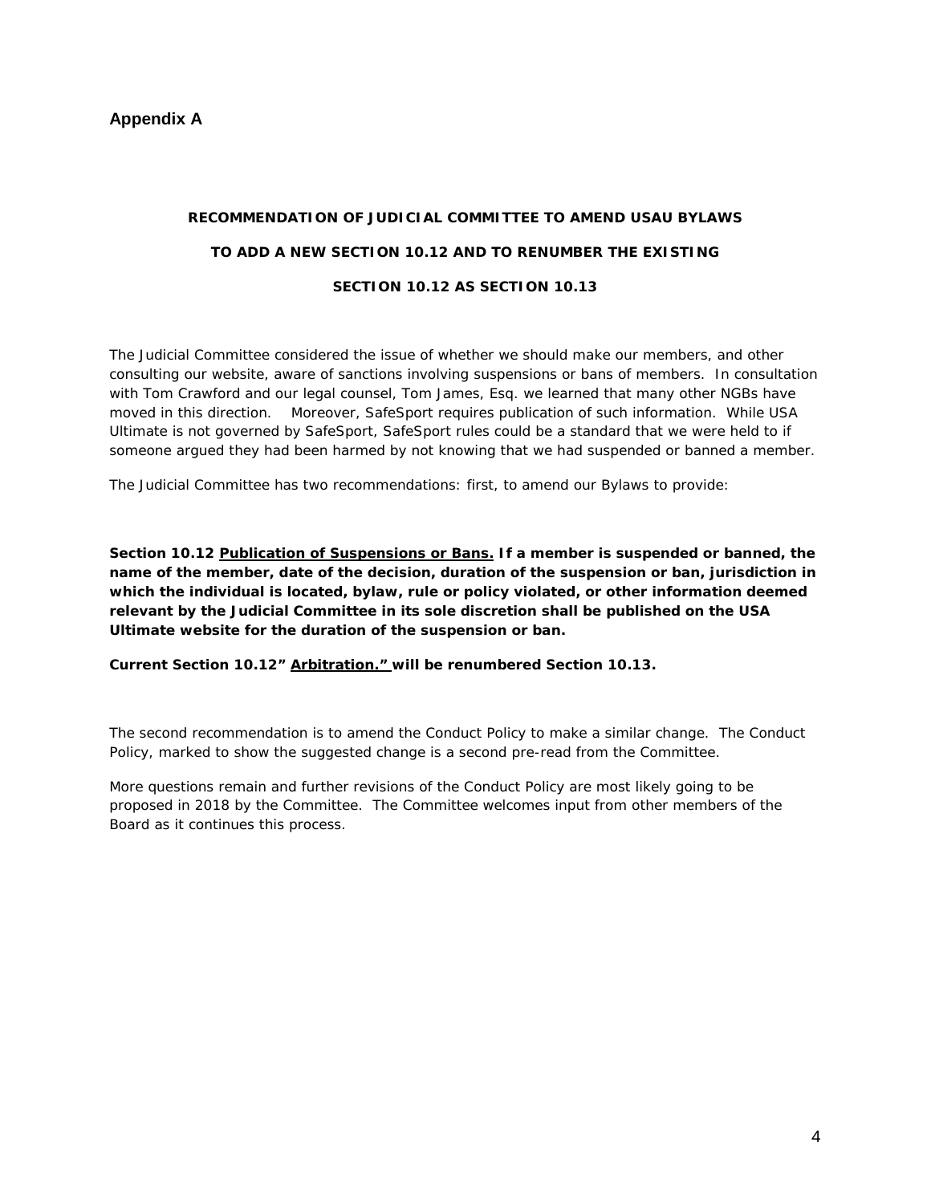## Appendix A

**RECOMMENDATION OF JUDICIAL COMMITTEE TO AMEND USAU BYLAWS**

**TO ADD A NEW SECTION 10.12 AND TO RENUMBER THE EXISTING**

**SECTION 10.12 AS SECTION 10.13**

The Judicial Committee considered the issue of whether we should make our members, and other consulting our website, aware of sanctions involving suspensions or bans of members. In consultation with Tom Crawford and our legal counsel, Tom James, Esq. we learned that many other NGBs have moved in this direction. Moreover, SafeSport requires publication of such information. While USA Ultimate is not governed by SafeSport, SafeSport rules could be a standard that we were held to if someone argued they had been harmed by not knowing that we had suspended or banned a member.

The Judicial Committee has two recommendations: first, to amend our Bylaws to provide:

**Section 10.12 <u>Publication of Suspensions or Bans.</u> If a member is suspended or banned, the name of the member, date of the decision, duration of the suspension or ban, jurisdiction in which the individual is located, bylaw, rule or policy violated, or other information deemed relevant by the Judicial Committee in its sole discretion shall be published on the USA Ultimate website for the duration of the suspension or ban.**

**Current Section 10.12" <u>Arbitration."</u> will be renumbered Section 10.13.**

The second recommendation is to amend the Conduct Policy to make a similar change. The Conduct Policy, marked to show the suggested change is a second pre-read from the Committee.

More questions remain and further revisions of the Conduct Policy are most likely going to be proposed in 2018 by the Committee. The Committee welcomes input from other members of the Board as it continues this process.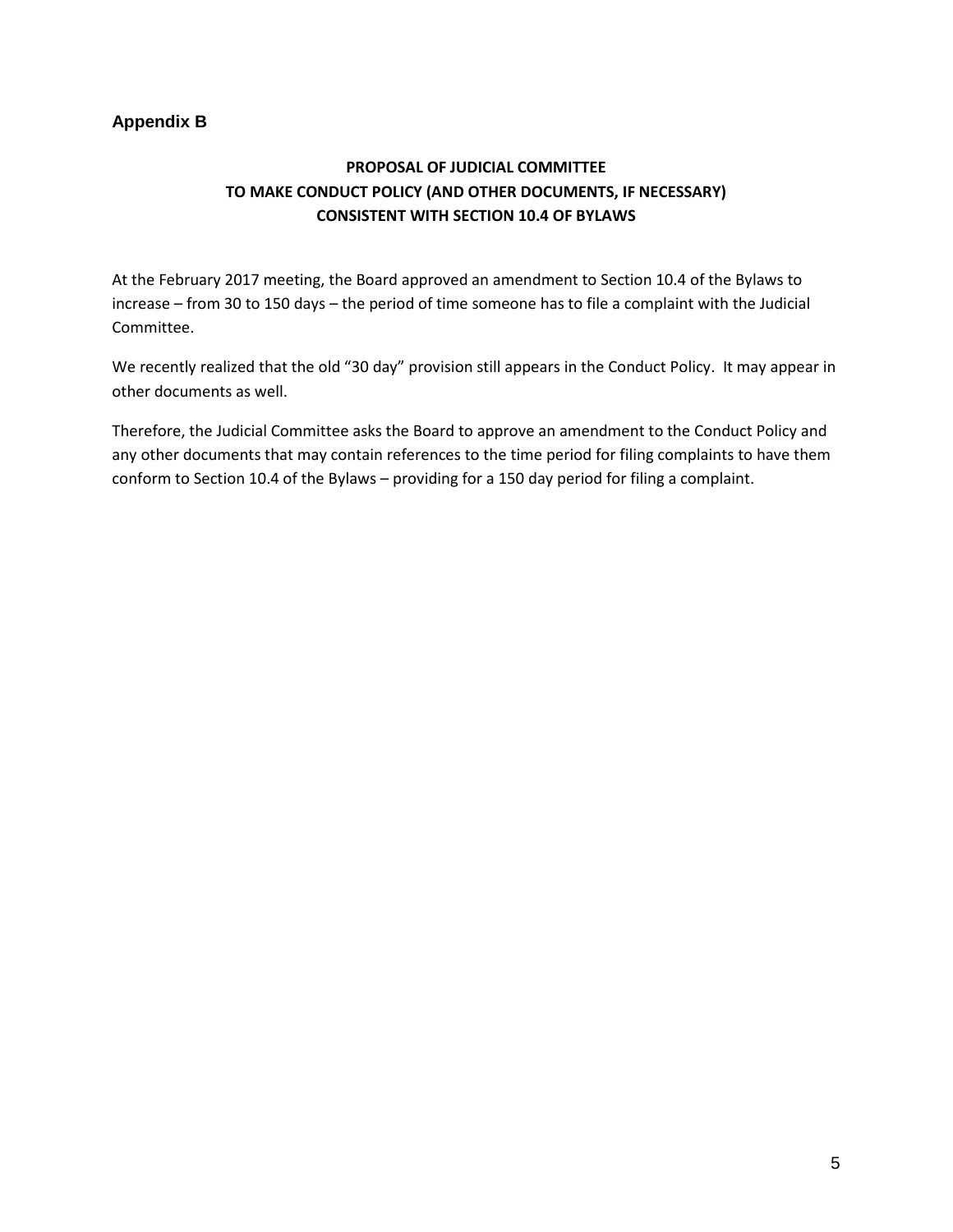## Appendix B

**PROPOSAL OF JUDICIAL COMMITTEE**
**TO MAKE CONDUCT POLICY (AND OTHER DOCUMENTS, IF NECESSARY)**
**CONSISTENT WITH SECTION 10.4 OF BYLAWS**

At the February 2017 meeting, the Board approved an amendment to Section 10.4 of the Bylaws to increase – from 30 to 150 days – the period of time someone has to file a complaint with the Judicial Committee.

We recently realized that the old "30 day" provision still appears in the Conduct Policy. It may appear in other documents as well.

Therefore, the Judicial Committee asks the Board to approve an amendment to the Conduct Policy and any other documents that may contain references to the time period for filing complaints to have them conform to Section 10.4 of the Bylaws – providing for a 150 day period for filing a complaint.